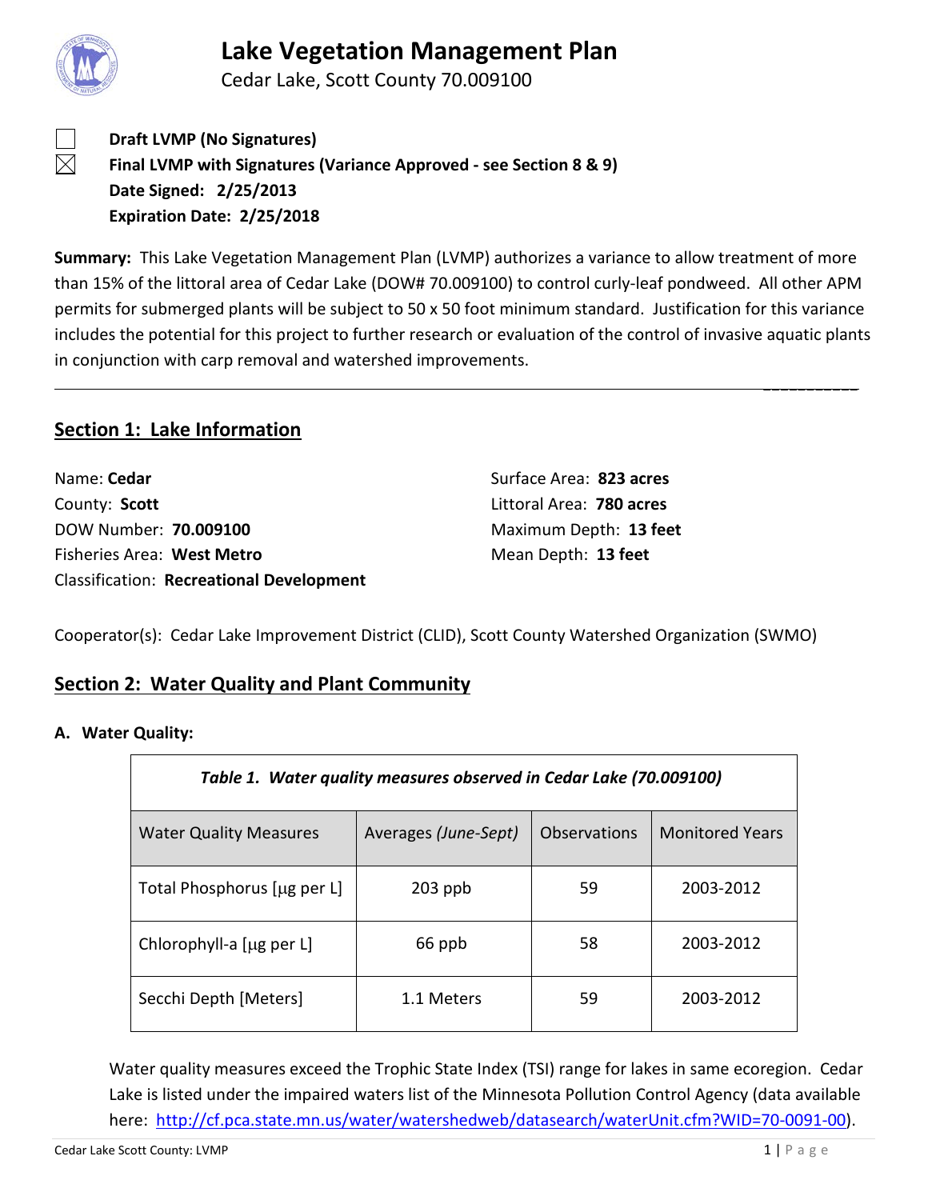# Lake Vegetation Management Plan

Cedar Lake, Scott County 70.009100

☐ **Draft LVMP (No Signatures)**

☒ **Final LVMP with Signatures (Variance Approved - see Section 8 & 9)**

**Date Signed: 2/25/2013**

**Expiration Date: 2/25/2018**

**Summary:** This Lake Vegetation Management Plan (LVMP) authorizes a variance to allow treatment of more than 15% of the littoral area of Cedar Lake (DOW# 70.009100) to control curly-leaf pondweed. All other APM permits for submerged plants will be subject to 50 x 50 foot minimum standard. Justification for this variance includes the potential for this project to further research or evaluation of the control of invasive aquatic plants in conjunction with carp removal and watershed improvements.

---

## Section 1: Lake Information

Name: **Cedar**

County: **Scott**

DOW Number: **70.009100**

Fisheries Area: **West Metro**

Classification: **Recreational Development**

Surface Area: **823 acres**

Littoral Area: **780 acres**

Maximum Depth: **13 feet**

Mean Depth: **13 feet**

Cooperator(s): Cedar Lake Improvement District (CLID), Scott County Watershed Organization (SWMO)

## Section 2: Water Quality and Plant Community

### A. Water Quality:

*Table 1. Water quality measures observed in Cedar Lake (70.009100)*

| Water Quality Measures | Averages *(June-Sept)* | Observations | Monitored Years |
|---|---|---|---|
| Total Phosphorus [μg per L] | 203 ppb | 59 | 2003-2012 |
| Chlorophyll-a [μg per L] | 66 ppb | 58 | 2003-2012 |
| Secchi Depth [Meters] | 1.1 Meters | 59 | 2003-2012 |

Water quality measures exceed the Trophic State Index (TSI) range for lakes in same ecoregion. Cedar Lake is listed under the impaired waters list of the Minnesota Pollution Control Agency (data available here: http://cf.pca.state.mn.us/water/watershedweb/datasearch/waterUnit.cfm?WID=70-0091-00).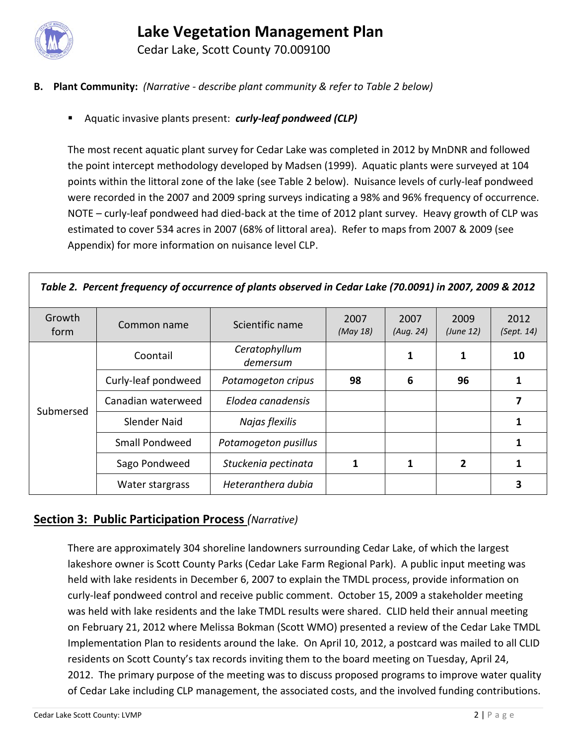**B. Plant Community:** *(Narrative - describe plant community & refer to Table 2 below)*

- Aquatic invasive plants present: ***curly-leaf pondweed (CLP)***

The most recent aquatic plant survey for Cedar Lake was completed in 2012 by MnDNR and followed the point intercept methodology developed by Madsen (1999). Aquatic plants were surveyed at 104 points within the littoral zone of the lake (see Table 2 below). Nuisance levels of curly-leaf pondweed were recorded in the 2007 and 2009 spring surveys indicating a 98% and 96% frequency of occurrence. NOTE – curly-leaf pondweed had died-back at the time of 2012 plant survey. Heavy growth of CLP was estimated to cover 534 acres in 2007 (68% of littoral area). Refer to maps from 2007 & 2009 (see Appendix) for more information on nuisance level CLP.

***Table 2. Percent frequency of occurrence of plants observed in Cedar Lake (70.0091) in 2007, 2009 & 2012***

| Growth form | Common name | Scientific name | 2007 *(May 18)* | 2007 *(Aug. 24)* | 2009 *(June 12)* | 2012 *(Sept. 14)* |
|---|---|---|---|---|---|---|
| Submersed | Coontail | *Ceratophyllum demersum* | | **1** | **1** | **10** |
| | Curly-leaf pondweed | *Potamogeton cripus* | **98** | **6** | **96** | **1** |
| | Canadian waterweed | *Elodea canadensis* | | | | **7** |
| | Slender Naid | *Najas flexilis* | | | | **1** |
| | Small Pondweed | *Potamogeton pusillus* | | | | **1** |
| | Sago Pondweed | *Stuckenia pectinata* | **1** | **1** | **2** | **1** |
| | Water stargrass | *Heteranthera dubia* | | | | **3** |

## Section 3: Public Participation Process *(Narrative)*

There are approximately 304 shoreline landowners surrounding Cedar Lake, of which the largest lakeshore owner is Scott County Parks (Cedar Lake Farm Regional Park). A public input meeting was held with lake residents in December 6, 2007 to explain the TMDL process, provide information on curly-leaf pondweed control and receive public comment. October 15, 2009 a stakeholder meeting was held with lake residents and the lake TMDL results were shared. CLID held their annual meeting on February 21, 2012 where Melissa Bokman (Scott WMO) presented a review of the Cedar Lake TMDL Implementation Plan to residents around the lake. On April 10, 2012, a postcard was mailed to all CLID residents on Scott County's tax records inviting them to the board meeting on Tuesday, April 24, 2012. The primary purpose of the meeting was to discuss proposed programs to improve water quality of Cedar Lake including CLP management, the associated costs, and the involved funding contributions.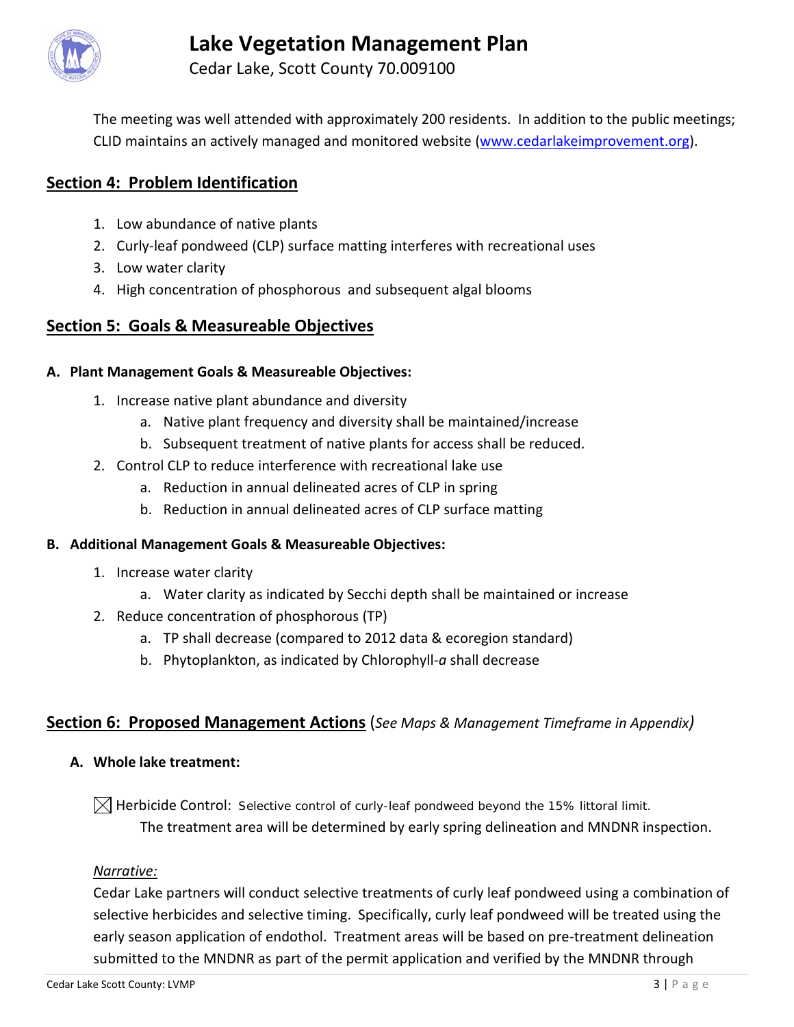The meeting was well attended with approximately 200 residents. In addition to the public meetings; CLID maintains an actively managed and monitored website ([www.cedarlakeimprovement.org](http://www.cedarlakeimprovement.org)).

## Section 4: Problem Identification

1. Low abundance of native plants
2. Curly-leaf pondweed (CLP) surface matting interferes with recreational uses
3. Low water clarity
4. High concentration of phosphorous and subsequent algal blooms

## Section 5: Goals & Measureable Objectives

**A. Plant Management Goals & Measureable Objectives:**

1. Increase native plant abundance and diversity
   a. Native plant frequency and diversity shall be maintained/increase
   b. Subsequent treatment of native plants for access shall be reduced.
2. Control CLP to reduce interference with recreational lake use
   a. Reduction in annual delineated acres of CLP in spring
   b. Reduction in annual delineated acres of CLP surface matting

**B. Additional Management Goals & Measureable Objectives:**

1. Increase water clarity
   a. Water clarity as indicated by Secchi depth shall be maintained or increase
2. Reduce concentration of phosphorous (TP)
   a. TP shall decrease (compared to 2012 data & ecoregion standard)
   b. Phytoplankton, as indicated by Chlorophyll-*a* shall decrease

## Section 6: Proposed Management Actions (*See Maps & Management Timeframe in Appendix*)

**A. Whole lake treatment:**

☒ Herbicide Control: Selective control of curly-leaf pondweed beyond the 15% littoral limit.
The treatment area will be determined by early spring delineation and MNDNR inspection.

*Narrative:*

Cedar Lake partners will conduct selective treatments of curly leaf pondweed using a combination of selective herbicides and selective timing. Specifically, curly leaf pondweed will be treated using the early season application of endothol. Treatment areas will be based on pre-treatment delineation submitted to the MNDNR as part of the permit application and verified by the MNDNR through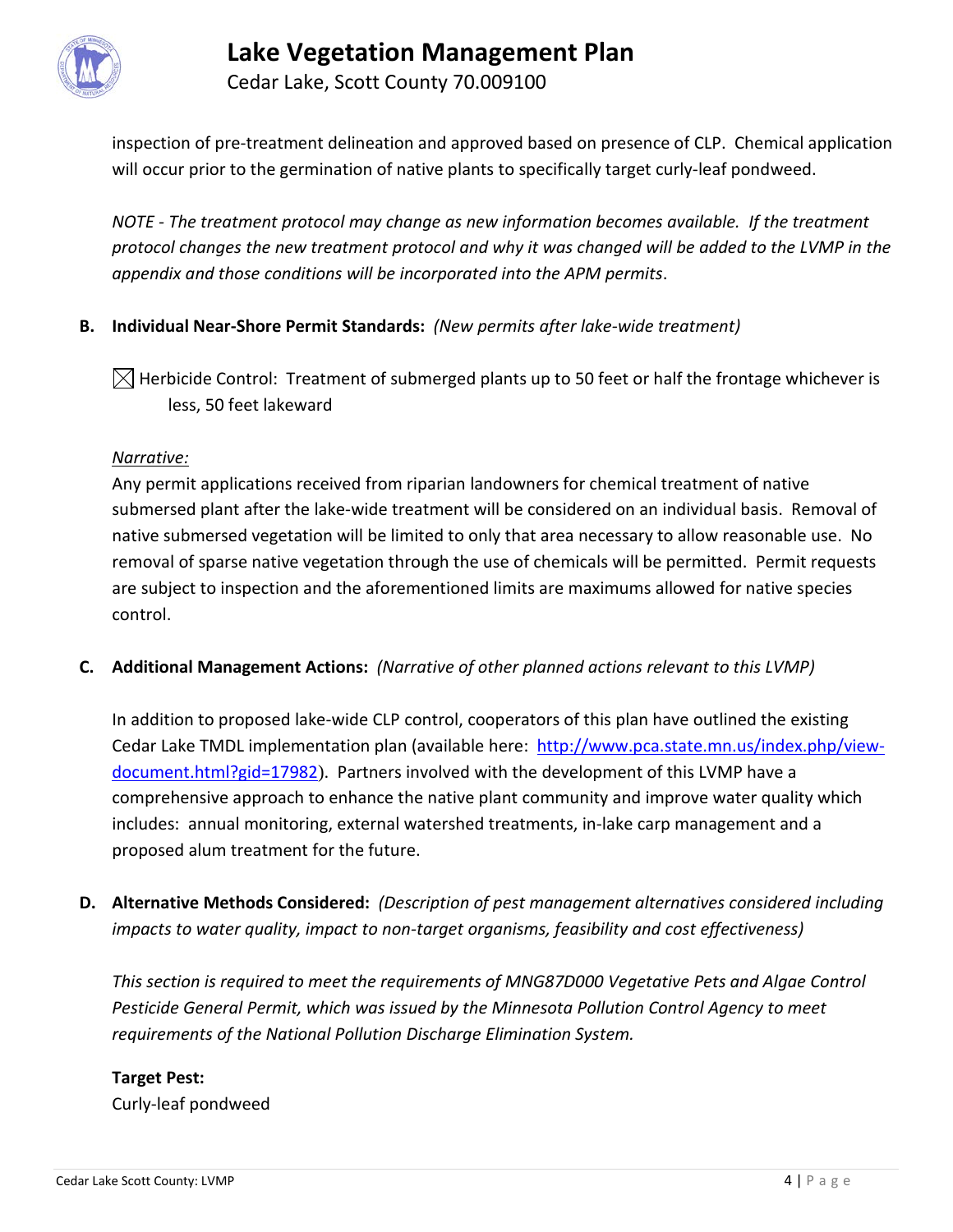inspection of pre-treatment delineation and approved based on presence of CLP. Chemical application will occur prior to the germination of native plants to specifically target curly-leaf pondweed.

*NOTE - The treatment protocol may change as new information becomes available. If the treatment protocol changes the new treatment protocol and why it was changed will be added to the LVMP in the appendix and those conditions will be incorporated into the APM permits*.

**B. Individual Near-Shore Permit Standards:** *(New permits after lake-wide treatment)*

☒ Herbicide Control: Treatment of submerged plants up to 50 feet or half the frontage whichever is less, 50 feet lakeward

*Narrative:*

Any permit applications received from riparian landowners for chemical treatment of native submersed plant after the lake-wide treatment will be considered on an individual basis. Removal of native submersed vegetation will be limited to only that area necessary to allow reasonable use. No removal of sparse native vegetation through the use of chemicals will be permitted. Permit requests are subject to inspection and the aforementioned limits are maximums allowed for native species control.

**C. Additional Management Actions:** *(Narrative of other planned actions relevant to this LVMP)*

In addition to proposed lake-wide CLP control, cooperators of this plan have outlined the existing Cedar Lake TMDL implementation plan (available here: [http://www.pca.state.mn.us/index.php/view-document.html?gid=17982](http://www.pca.state.mn.us/index.php/view-document.html?gid=17982)). Partners involved with the development of this LVMP have a comprehensive approach to enhance the native plant community and improve water quality which includes: annual monitoring, external watershed treatments, in-lake carp management and a proposed alum treatment for the future.

**D. Alternative Methods Considered:** *(Description of pest management alternatives considered including impacts to water quality, impact to non-target organisms, feasibility and cost effectiveness)*

*This section is required to meet the requirements of MNG87D000 Vegetative Pets and Algae Control Pesticide General Permit, which was issued by the Minnesota Pollution Control Agency to meet requirements of the National Pollution Discharge Elimination System.*

**Target Pest:**
Curly-leaf pondweed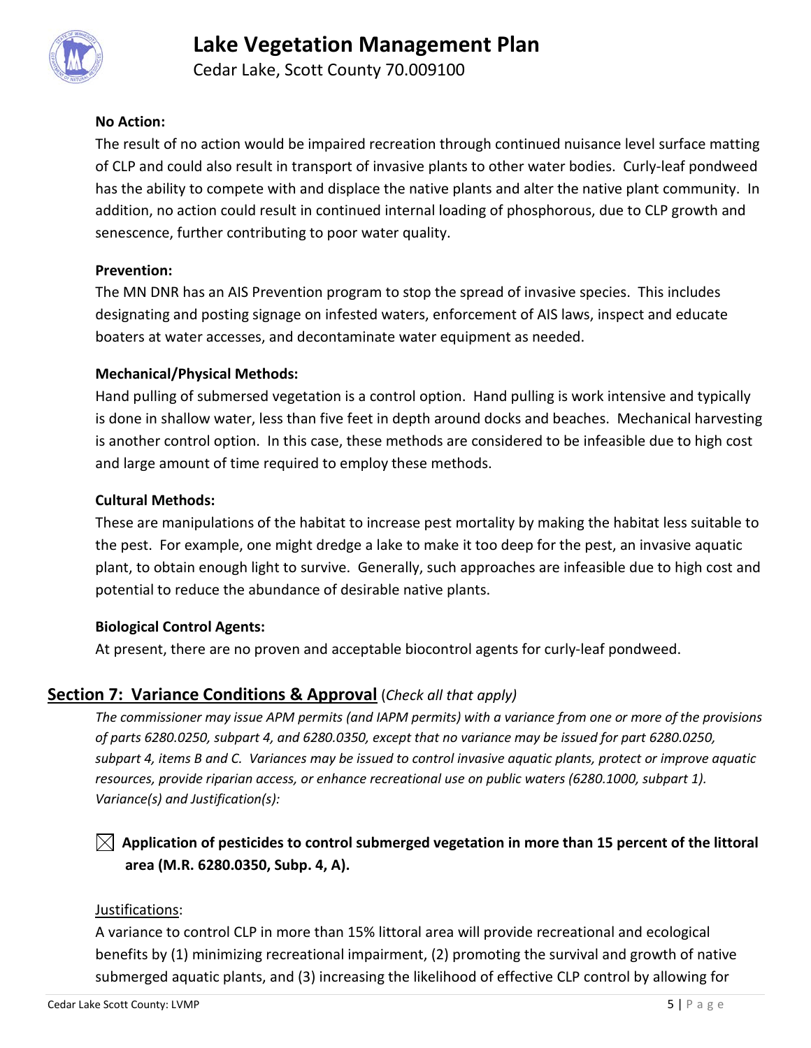**No Action:**

The result of no action would be impaired recreation through continued nuisance level surface matting of CLP and could also result in transport of invasive plants to other water bodies. Curly-leaf pondweed has the ability to compete with and displace the native plants and alter the native plant community. In addition, no action could result in continued internal loading of phosphorous, due to CLP growth and senescence, further contributing to poor water quality.

**Prevention:**

The MN DNR has an AIS Prevention program to stop the spread of invasive species. This includes designating and posting signage on infested waters, enforcement of AIS laws, inspect and educate boaters at water accesses, and decontaminate water equipment as needed.

**Mechanical/Physical Methods:**

Hand pulling of submersed vegetation is a control option. Hand pulling is work intensive and typically is done in shallow water, less than five feet in depth around docks and beaches. Mechanical harvesting is another control option. In this case, these methods are considered to be infeasible due to high cost and large amount of time required to employ these methods.

**Cultural Methods:**

These are manipulations of the habitat to increase pest mortality by making the habitat less suitable to the pest. For example, one might dredge a lake to make it too deep for the pest, an invasive aquatic plant, to obtain enough light to survive. Generally, such approaches are infeasible due to high cost and potential to reduce the abundance of desirable native plants.

**Biological Control Agents:**

At present, there are no proven and acceptable biocontrol agents for curly-leaf pondweed.

## Section 7: Variance Conditions & Approval (*Check all that apply)*

*The commissioner may issue APM permits (and IAPM permits) with a variance from one or more of the provisions of parts 6280.0250, subpart 4, and 6280.0350, except that no variance may be issued for part 6280.0250, subpart 4, items B and C. Variances may be issued to control invasive aquatic plants, protect or improve aquatic resources, provide riparian access, or enhance recreational use on public waters (6280.1000, subpart 1). Variance(s) and Justification(s):*

☒ **Application of pesticides to control submerged vegetation in more than 15 percent of the littoral area (M.R. 6280.0350, Subp. 4, A).**

Justifications:

A variance to control CLP in more than 15% littoral area will provide recreational and ecological benefits by (1) minimizing recreational impairment, (2) promoting the survival and growth of native submerged aquatic plants, and (3) increasing the likelihood of effective CLP control by allowing for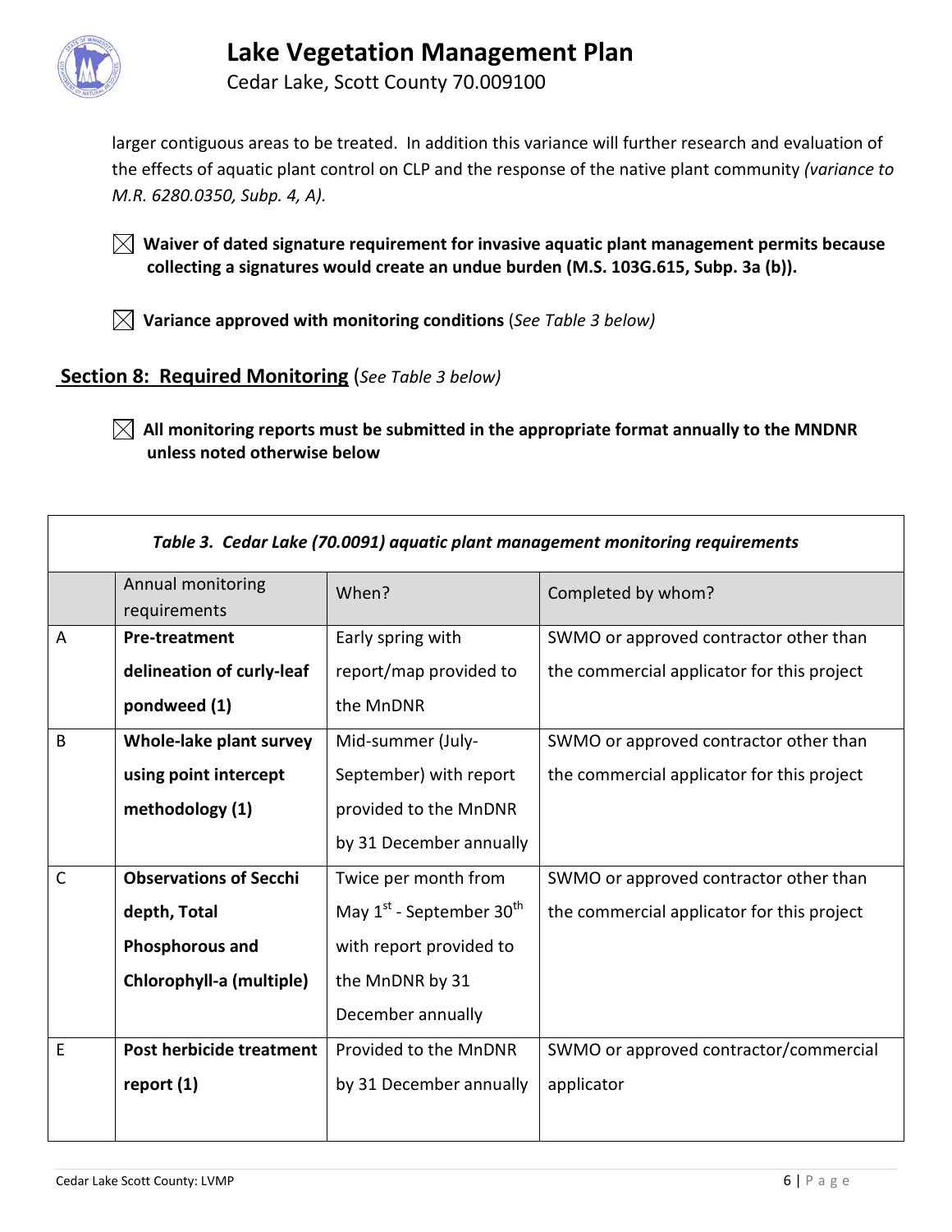larger contiguous areas to be treated. In addition this variance will further research and evaluation of the effects of aquatic plant control on CLP and the response of the native plant community *(variance to M.R. 6280.0350, Subp. 4, A).*

☒ **Waiver of dated signature requirement for invasive aquatic plant management permits because collecting a signatures would create an undue burden (M.S. 103G.615, Subp. 3a (b)).**

☒ **Variance approved with monitoring conditions** (*See Table 3 below)*

## Section 8: Required Monitoring (*See Table 3 below)*

☒ **All monitoring reports must be submitted in the appropriate format annually to the MNDNR unless noted otherwise below**

*Table 3. Cedar Lake (70.0091) aquatic plant management monitoring requirements*

| | Annual monitoring requirements | When? | Completed by whom? |
|---|---|---|---|
| A | **Pre-treatment delineation of curly-leaf pondweed (1)** | Early spring with report/map provided to the MnDNR | SWMO or approved contractor other than the commercial applicator for this project |
| B | **Whole-lake plant survey using point intercept methodology (1)** | Mid-summer (July-September) with report provided to the MnDNR by 31 December annually | SWMO or approved contractor other than the commercial applicator for this project |
| C | **Observations of Secchi depth, Total Phosphorous and Chlorophyll-a (multiple)** | Twice per month from May 1st - September 30th with report provided to the MnDNR by 31 December annually | SWMO or approved contractor other than the commercial applicator for this project |
| E | **Post herbicide treatment report (1)** | Provided to the MnDNR by 31 December annually | SWMO or approved contractor/commercial applicator |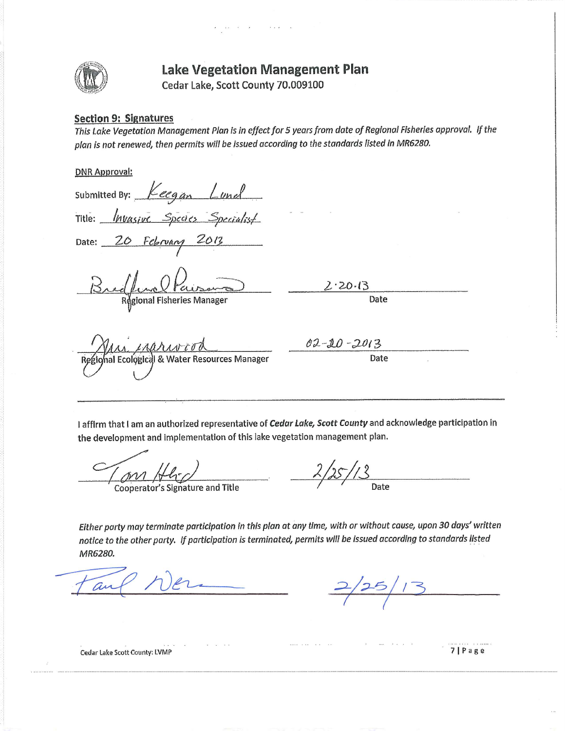# Lake Vegetation Management Plan

Cedar Lake, Scott County 70.009100

## Section 9: Signatures

*This Lake Vegetation Management Plan is in effect for 5 years from date of Regional Fisheries approval. If the plan is not renewed, then permits will be issued according to the standards listed in MR6280.*

DNR Approval:

Submitted By: Keegan Lund

Title: Invasive Species Specialist

Date: 20 February 2013

Regional Fisheries Manager — Date: 2·20·13

Regional Ecological & Water Resources Manager — Date: 02-20-2013

---

I affirm that I am an authorized representative of ***Cedar Lake, Scott County*** and acknowledge participation in the development and implementation of this lake vegetation management plan.

Cooperator's Signature and Title — Date: 2/25/13

*Either party may terminate participation in this plan at any time, with or without cause, upon 30 days' written notice to the other party. If participation is terminated, permits will be issued according to standards listed MR6280.*

Date: 2/25/13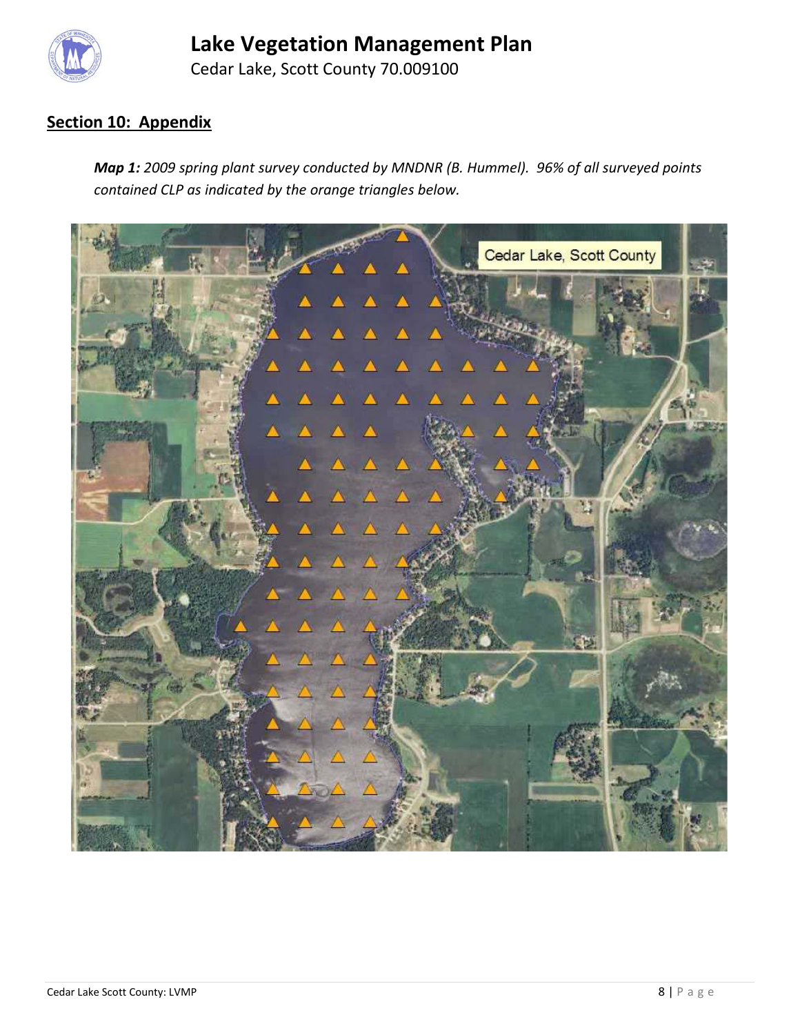## Section 10: Appendix

***Map 1:*** *2009 spring plant survey conducted by MNDNR (B. Hummel). 96% of all surveyed points contained CLP as indicated by the orange triangles below.*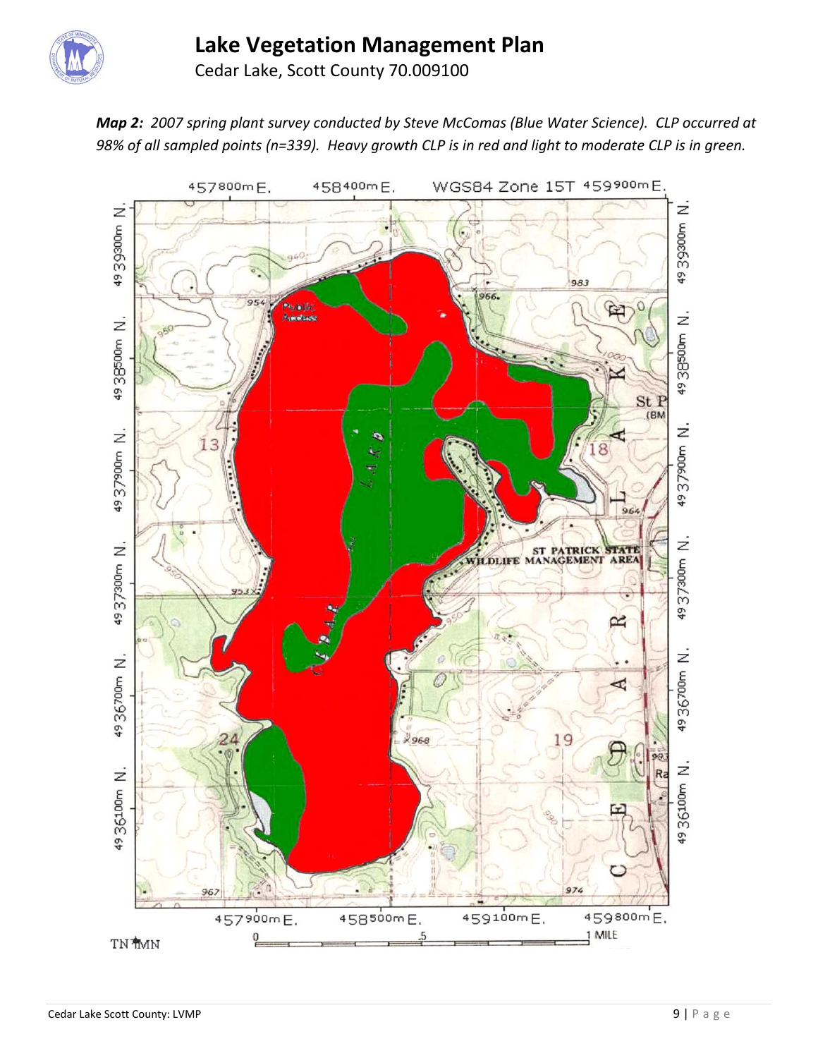***Map 2:** 2007 spring plant survey conducted by Steve McComas (Blue Water Science). CLP occurred at 98% of all sampled points (n=339). Heavy growth CLP is in red and light to moderate CLP is in green.*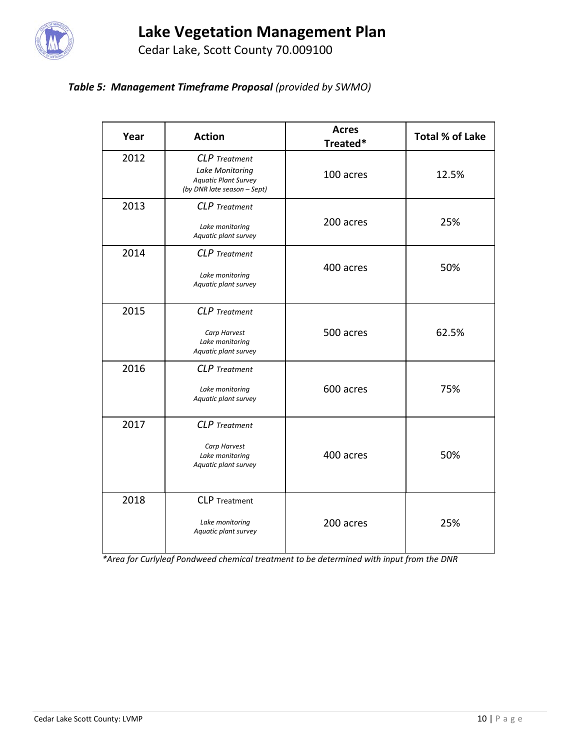***Table 5: Management Timeframe Proposal*** *(provided by SWMO)*

| Year | Action | Acres Treated* | Total % of Lake |
|---|---|---|---|
| 2012 | *CLP Treatment* *Lake Monitoring* *Aquatic Plant Survey* *(by DNR late season – Sept)* | 100 acres | 12.5% |
| 2013 | *CLP Treatment* *Lake monitoring* *Aquatic plant survey* | 200 acres | 25% |
| 2014 | *CLP Treatment* *Lake monitoring* *Aquatic plant survey* | 400 acres | 50% |
| 2015 | *CLP Treatment* *Carp Harvest* *Lake monitoring* *Aquatic plant survey* | 500 acres | 62.5% |
| 2016 | *CLP Treatment* *Lake monitoring* *Aquatic plant survey* | 600 acres | 75% |
| 2017 | *CLP Treatment* *Carp Harvest* *Lake monitoring* *Aquatic plant survey* | 400 acres | 50% |
| 2018 | CLP Treatment *Lake monitoring* *Aquatic plant survey* | 200 acres | 25% |

**Area for Curlyleaf Pondweed chemical treatment to be determined with input from the DNR*